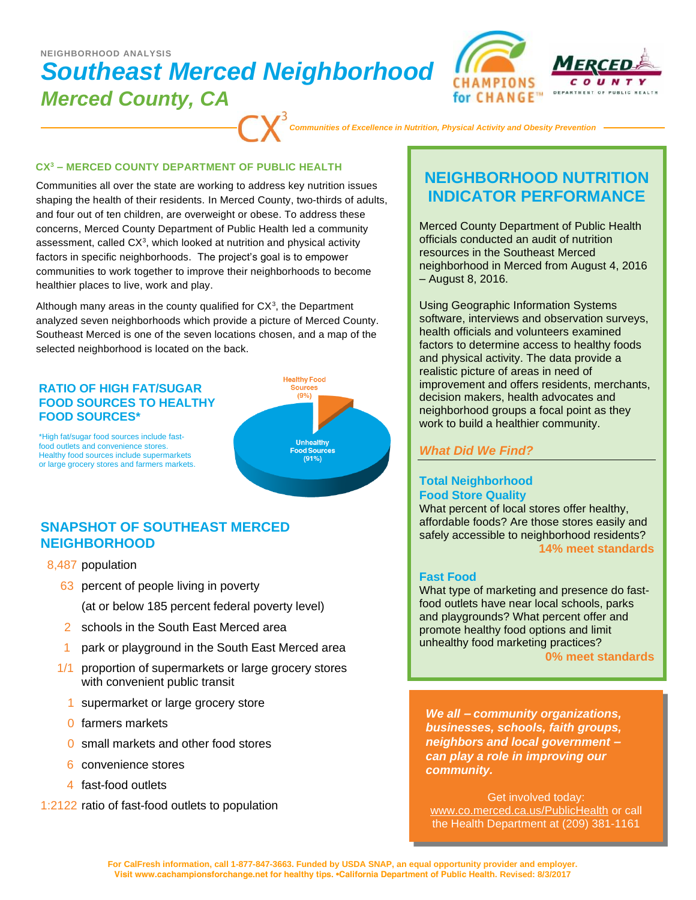NEIGHBORHOOD ANALYSIS

# Southeast Merced Neighborhood

## Merced County, CA

*Communities of Excellence in Nutrition, Physical Activity and Obesity Prevention*

### CX³ – MERCED COUNTY DEPARTMENT OF PUBLIC HEALTH

Communities all over the state are working to address key nutrition issues shaping the health of their residents. In Merced County, two-thirds of adults, and four out of ten children, are overweight or obese. To address these concerns, Merced County Department of Public Health led a community assessment, called CX³, which looked at nutrition and physical activity factors in specific neighborhoods. The project's goal is to empower communities to work together to improve their neighborhoods to become healthier places to live, work and play.

Although many areas in the county qualified for CX³, the Department analyzed seven neighborhoods which provide a picture of Merced County. Southeast Merced is one of the seven locations chosen, and a map of the selected neighborhood is located on the back.

### RATIO OF HIGH FAT/SUGAR FOOD SOURCES TO HEALTHY FOOD SOURCES*

*High fat/sugar food sources include fast-food outlets and convenience stores. Healthy food sources include supermarkets or large grocery stores and farmers markets.

Healthy Food Sources (9%)

Unhealthy Food Sources (91%)

### SNAPSHOT OF SOUTHEAST MERCED NEIGHBORHOOD

- 8,487 population
- 63 percent of people living in poverty (at or below 185 percent federal poverty level)
- 2 schools in the South East Merced area
- 1 park or playground in the South East Merced area
- 1/1 proportion of supermarkets or large grocery stores with convenient public transit
- 1 supermarket or large grocery store
- 0 farmers markets
- 0 small markets and other food stores
- 6 convenience stores
- 4 fast-food outlets
- 1:2122 ratio of fast-food outlets to population

## NEIGHBORHOOD NUTRITION INDICATOR PERFORMANCE

Merced County Department of Public Health officials conducted an audit of nutrition resources in the Southeast Merced neighborhood in Merced from August 4, 2016 – August 8, 2016.

Using Geographic Information Systems software, interviews and observation surveys, health officials and volunteers examined factors to determine access to healthy foods and physical activity. The data provide a realistic picture of areas in need of improvement and offers residents, merchants, decision makers, health advocates and neighborhood groups a focal point as they work to build a healthier community.

### *What Did We Find?*

**Total Neighborhood Food Store Quality**

What percent of local stores offer healthy, affordable foods? Are those stores easily and safely accessible to neighborhood residents?

**14% meet standards**

**Fast Food**

What type of marketing and presence do fast-food outlets have near local schools, parks and playgrounds? What percent offer and promote healthy food options and limit unhealthy food marketing practices?

**0% meet standards**

***We all – community organizations, businesses, schools, faith groups, neighbors and local government – can play a role in improving our community.***

Get involved today: www.co.merced.ca.us/PublicHealth or call the Health Department at (209) 381-1161

**For CalFresh information, call 1-877-847-3663. Funded by USDA SNAP, an equal opportunity provider and employer. Visit www.cachampionsforchange.net for healthy tips. •California Department of Public Health. Revised: 8/3/2017**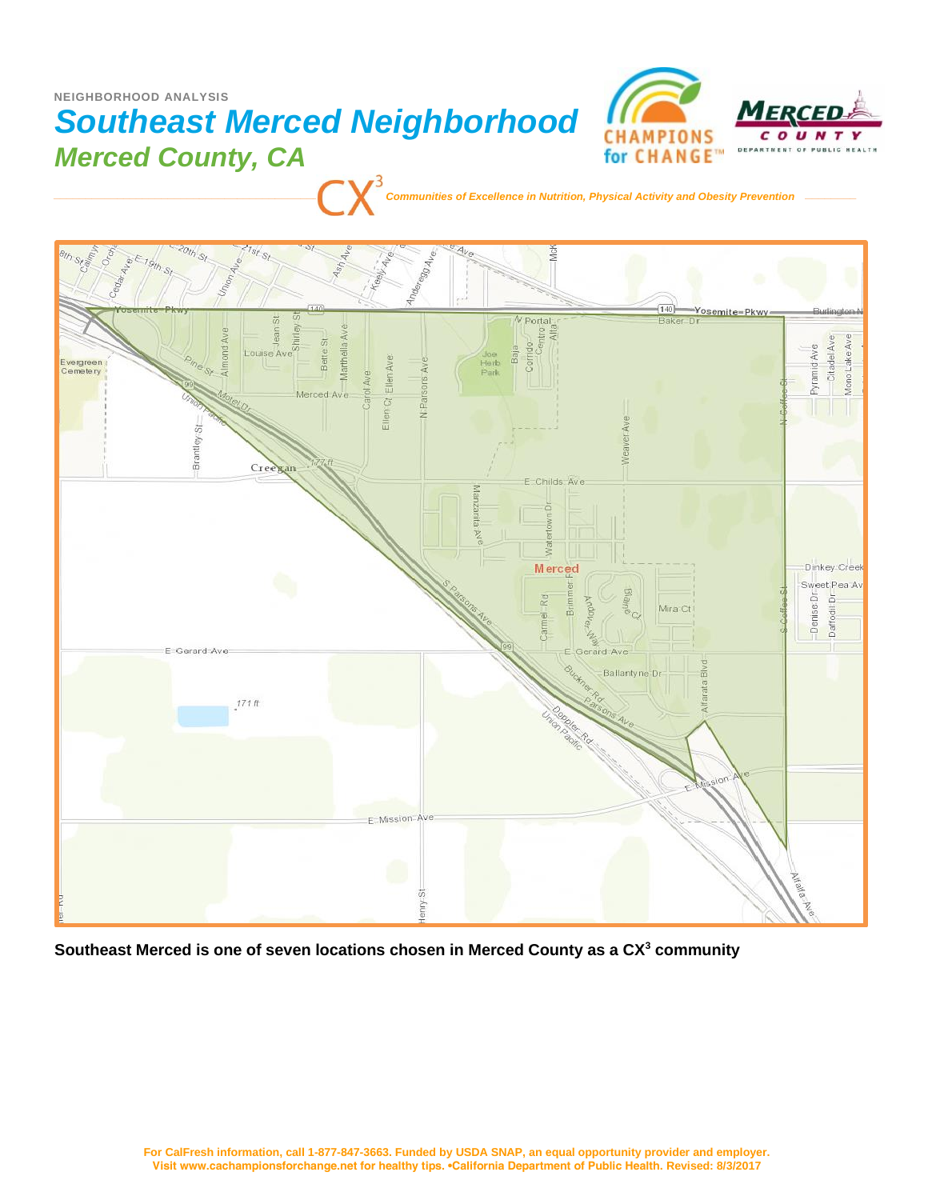NEIGHBORHOOD ANALYSIS

# *Southeast Merced Neighborhood*

## *Merced County, CA*

CHAMPIONS for CHANGE™

MERCED COUNTY DEPARTMENT OF PUBLIC HEALTH

CX3 *Communities of Excellence in Nutrition, Physical Activity and Obesity Prevention*

**Southeast Merced is one of seven locations chosen in Merced County as a CX[3] community**

**For CalFresh information, call 1-877-847-3663. Funded by USDA SNAP, an equal opportunity provider and employer. Visit www.cachampionsforchange.net for healthy tips. •California Department of Public Health. Revised: 8/3/2017**